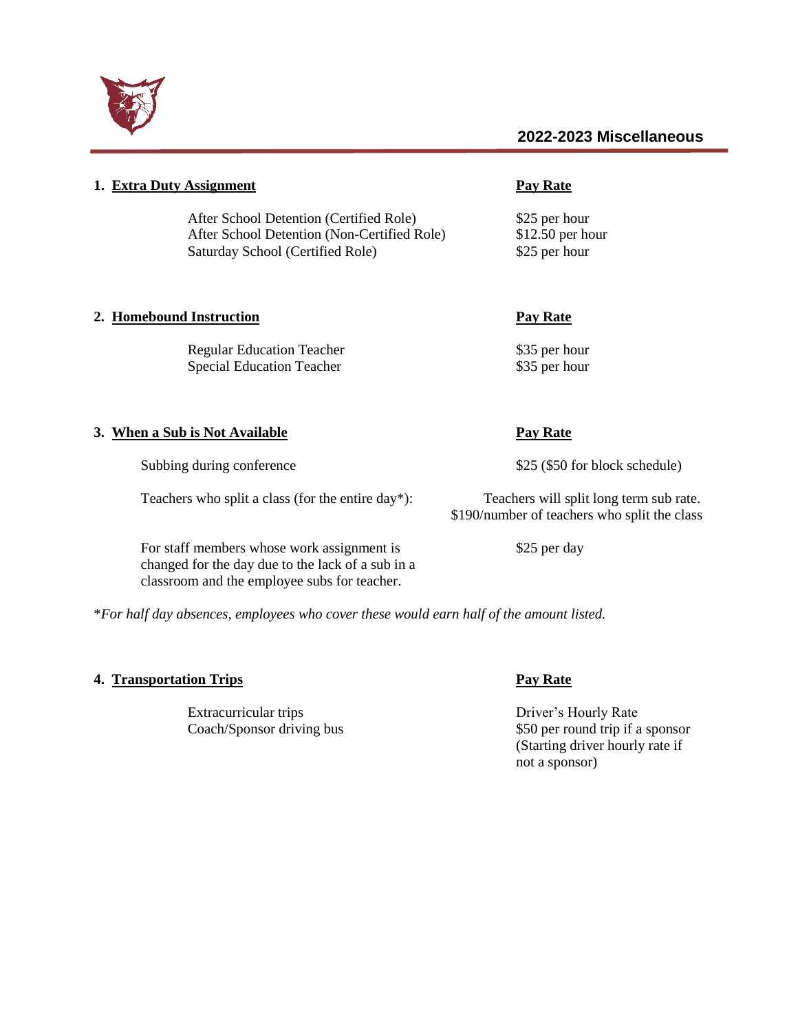# 2022-2023 Miscellaneous

| 1. **Extra Duty Assignment** | **Pay Rate** |
| --- | --- |
| After School Detention (Certified Role) | $25 per hour |
| After School Detention (Non-Certified Role) | $12.50 per hour |
| Saturday School (Certified Role) | $25 per hour |

| 2. **Homebound Instruction** | **Pay Rate** |
| --- | --- |
| Regular Education Teacher | $35 per hour |
| Special Education Teacher | $35 per hour |

| 3. **When a Sub is Not Available** | **Pay Rate** |
| --- | --- |
| Subbing during conference | $25 ($50 for block schedule) |
| Teachers who split a class (for the entire day*): | Teachers will split long term sub rate. $190/number of teachers who split the class |
| For staff members whose work assignment is changed for the day due to the lack of a sub in a classroom and the employee subs for teacher. | $25 per day |

**For half day absences, employees who cover these would earn half of the amount listed.*

| 4. **Transportation Trips** | **Pay Rate** |
| --- | --- |
| Extracurricular trips | Driver's Hourly Rate |
| Coach/Sponsor driving bus | $50 per round trip if a sponsor (Starting driver hourly rate if not a sponsor) |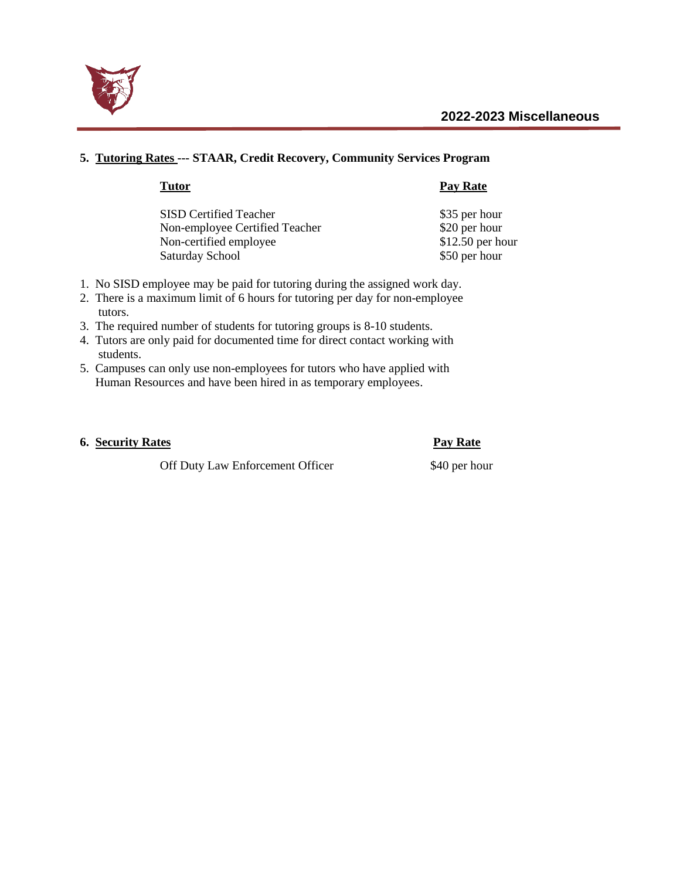## 2022-2023 Miscellaneous

**5. Tutoring Rates --- STAAR, Credit Recovery, Community Services Program**

| Tutor | Pay Rate |
|---|---|
| SISD Certified Teacher | $35 per hour |
| Non-employee Certified Teacher | $20 per hour |
| Non-certified employee | $12.50 per hour |
| Saturday School | $50 per hour |

1. No SISD employee may be paid for tutoring during the assigned work day.
2. There is a maximum limit of 6 hours for tutoring per day for non-employee tutors.
3. The required number of students for tutoring groups is 8-10 students.
4. Tutors are only paid for documented time for direct contact working with students.
5. Campuses can only use non-employees for tutors who have applied with Human Resources and have been hired in as temporary employees.

**6. Security Rates**

| | Pay Rate |
|---|---|
| Off Duty Law Enforcement Officer | $40 per hour |